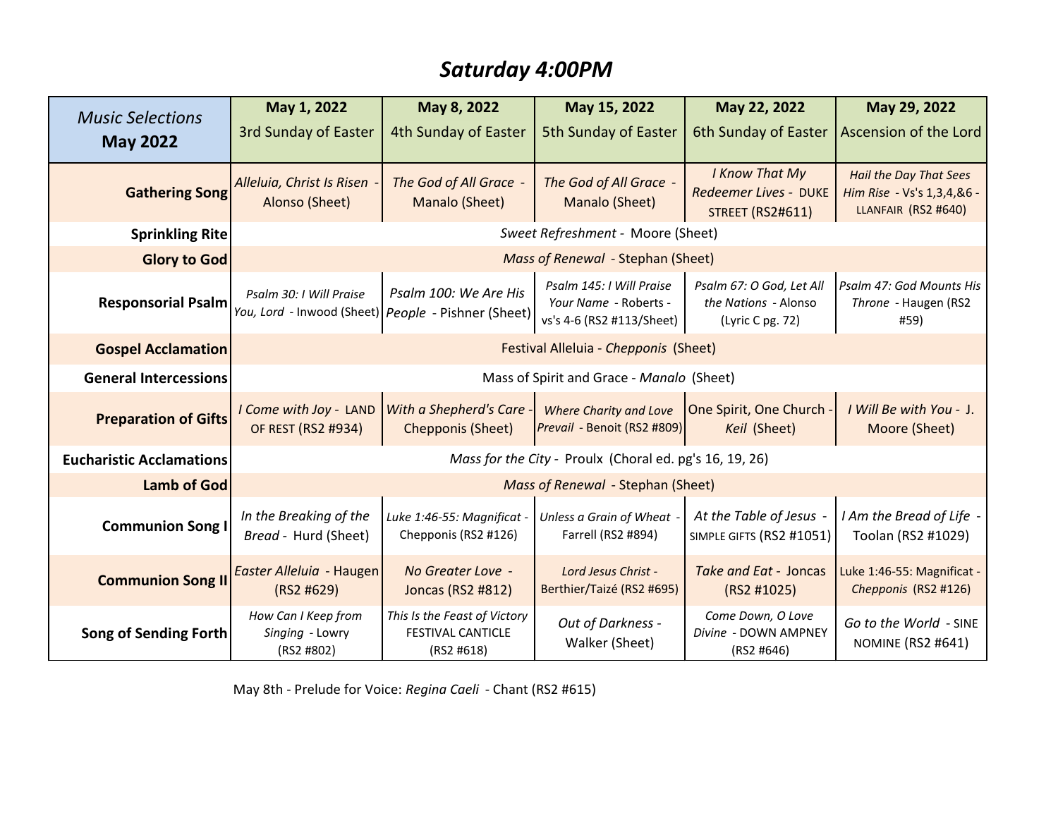# *Saturday 4:00PM*

| *Music Selections* **May 2022** | **May 1, 2022** 3rd Sunday of Easter | **May 8, 2022** 4th Sunday of Easter | **May 15, 2022** 5th Sunday of Easter | **May 22, 2022** 6th Sunday of Easter | **May 29, 2022** Ascension of the Lord |
|---|---|---|---|---|---|
| **Gathering Song** | *Alleluia, Christ Is Risen* - Alonso (Sheet) | *The God of All Grace* - Manalo (Sheet) | *The God of All Grace* - Manalo (Sheet) | *I Know That My Redeemer Lives* - DUKE STREET (RS2#611) | *Hail the Day That Sees Him Rise* - Vs's 1,3,4,&6 - LLANFAIR (RS2 #640) |
| **Sprinkling Rite** | *Sweet Refreshment* - Moore (Sheet) | | | | |
| **Glory to God** | *Mass of Renewal* - Stephan (Sheet) | | | | |
| **Responsorial Psalm** | *Psalm 30: I Will Praise You, Lord* - Inwood (Sheet) | *Psalm 100: We Are His People* - Pishner (Sheet) | *Psalm 145: I Will Praise Your Name* - Roberts - vs's 4-6 (RS2 #113/Sheet) | *Psalm 67: O God, Let All the Nations* - Alonso (Lyric C pg. 72) | *Psalm 47: God Mounts His Throne* - Haugen (RS2 #59) |
| **Gospel Acclamation** | Festival Alleluia - *Chepponis* (Sheet) | | | | |
| **General Intercessions** | Mass of Spirit and Grace - *Manalo* (Sheet) | | | | |
| **Preparation of Gifts** | *I Come with Joy* - LAND OF REST (RS2 #934) | *With a Shepherd's Care* - Chepponis (Sheet) | *Where Charity and Love Prevail* - Benoit (RS2 #809) | One Spirit, One Church - *Keil* (Sheet) | *I Will Be with You* - J. Moore (Sheet) |
| **Eucharistic Acclamations** | *Mass for the City* - Proulx (Choral ed. pg's 16, 19, 26) | | | | |
| **Lamb of God** | *Mass of Renewal* - Stephan (Sheet) | | | | |
| **Communion Song I** | *In the Breaking of the Bread* - Hurd (Sheet) | *Luke 1:46-55: Magnificat* - Chepponis (RS2 #126) | *Unless a Grain of Wheat* - Farrell (RS2 #894) | *At the Table of Jesus* - SIMPLE GIFTS (RS2 #1051) | *I Am the Bread of Life* - Toolan (RS2 #1029) |
| **Communion Song II** | *Easter Alleluia* - Haugen (RS2 #629) | *No Greater Love* - Joncas (RS2 #812) | *Lord Jesus Christ* - Berthier/Taizé (RS2 #695) | *Take and Eat* - Joncas (RS2 #1025) | Luke 1:46-55: Magnificat - *Chepponis* (RS2 #126) |
| **Song of Sending Forth** | *How Can I Keep from Singing* - Lowry (RS2 #802) | *This Is the Feast of Victory* FESTIVAL CANTICLE (RS2 #618) | *Out of Darkness* - Walker (Sheet) | *Come Down, O Love Divine* - DOWN AMPNEY (RS2 #646) | *Go to the World* - SINE NOMINE (RS2 #641) |

May 8th - Prelude for Voice: *Regina Caeli* - Chant (RS2 #615)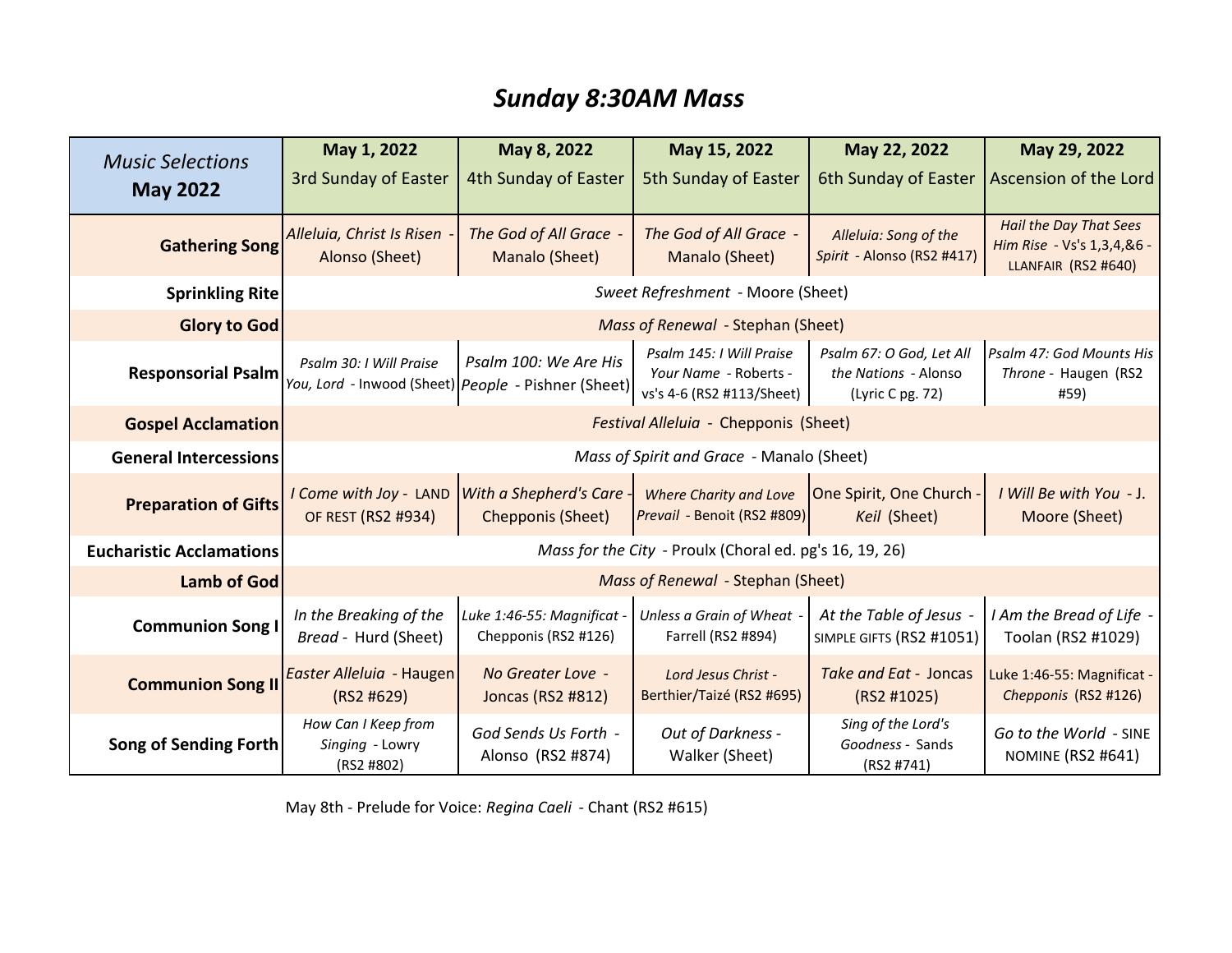# *Sunday 8:30AM Mass*

| *Music Selections* **May 2022** | **May 1, 2022** 3rd Sunday of Easter | **May 8, 2022** 4th Sunday of Easter | **May 15, 2022** 5th Sunday of Easter | **May 22, 2022** 6th Sunday of Easter | **May 29, 2022** Ascension of the Lord |
|---|---|---|---|---|---|
| **Gathering Song** | *Alleluia, Christ Is Risen* - Alonso (Sheet) | *The God of All Grace* - Manalo (Sheet) | *The God of All Grace* - Manalo (Sheet) | *Alleluia: Song of the Spirit* - Alonso (RS2 #417) | *Hail the Day That Sees Him Rise* - Vs's 1,3,4,&6 - LLANFAIR (RS2 #640) |
| **Sprinkling Rite** | *Sweet Refreshment* - Moore (Sheet) | | | | |
| **Glory to God** | *Mass of Renewal* - Stephan (Sheet) | | | | |
| **Responsorial Psalm** | *Psalm 30: I Will Praise You, Lord* - Inwood (Sheet) | *Psalm 100: We Are His People* - Pishner (Sheet) | *Psalm 145: I Will Praise Your Name* - Roberts - vs's 4-6 (RS2 #113/Sheet) | *Psalm 67: O God, Let All the Nations* - Alonso (Lyric C pg. 72) | *Psalm 47: God Mounts His Throne* - Haugen (RS2 #59) |
| **Gospel Acclamation** | *Festival Alleluia* - Chepponis (Sheet) | | | | |
| **General Intercessions** | *Mass of Spirit and Grace* - Manalo (Sheet) | | | | |
| **Preparation of Gifts** | *I Come with Joy* - LAND OF REST (RS2 #934) | *With a Shepherd's Care* - Chepponis (Sheet) | *Where Charity and Love Prevail* - Benoit (RS2 #809) | One Spirit, One Church - *Keil* (Sheet) | *I Will Be with You* - J. Moore (Sheet) |
| **Eucharistic Acclamations** | *Mass for the City* - Proulx (Choral ed. pg's 16, 19, 26) | | | | |
| **Lamb of God** | *Mass of Renewal* - Stephan (Sheet) | | | | |
| **Communion Song I** | *In the Breaking of the Bread* - Hurd (Sheet) | *Luke 1:46-55: Magnificat* - Chepponis (RS2 #126) | *Unless a Grain of Wheat* - Farrell (RS2 #894) | *At the Table of Jesus* - SIMPLE GIFTS (RS2 #1051) | *I Am the Bread of Life* - Toolan (RS2 #1029) |
| **Communion Song II** | *Easter Alleluia* - Haugen (RS2 #629) | *No Greater Love* - Joncas (RS2 #812) | *Lord Jesus Christ* - Berthier/Taizé (RS2 #695) | *Take and Eat* - Joncas (RS2 #1025) | Luke 1:46-55: Magnificat - *Chepponis* (RS2 #126) |
| **Song of Sending Forth** | *How Can I Keep from Singing* - Lowry (RS2 #802) | *God Sends Us Forth* - Alonso (RS2 #874) | *Out of Darkness* - Walker (Sheet) | *Sing of the Lord's Goodness* - Sands (RS2 #741) | *Go to the World* - SINE NOMINE (RS2 #641) |

May 8th - Prelude for Voice: *Regina Caeli* - Chant (RS2 #615)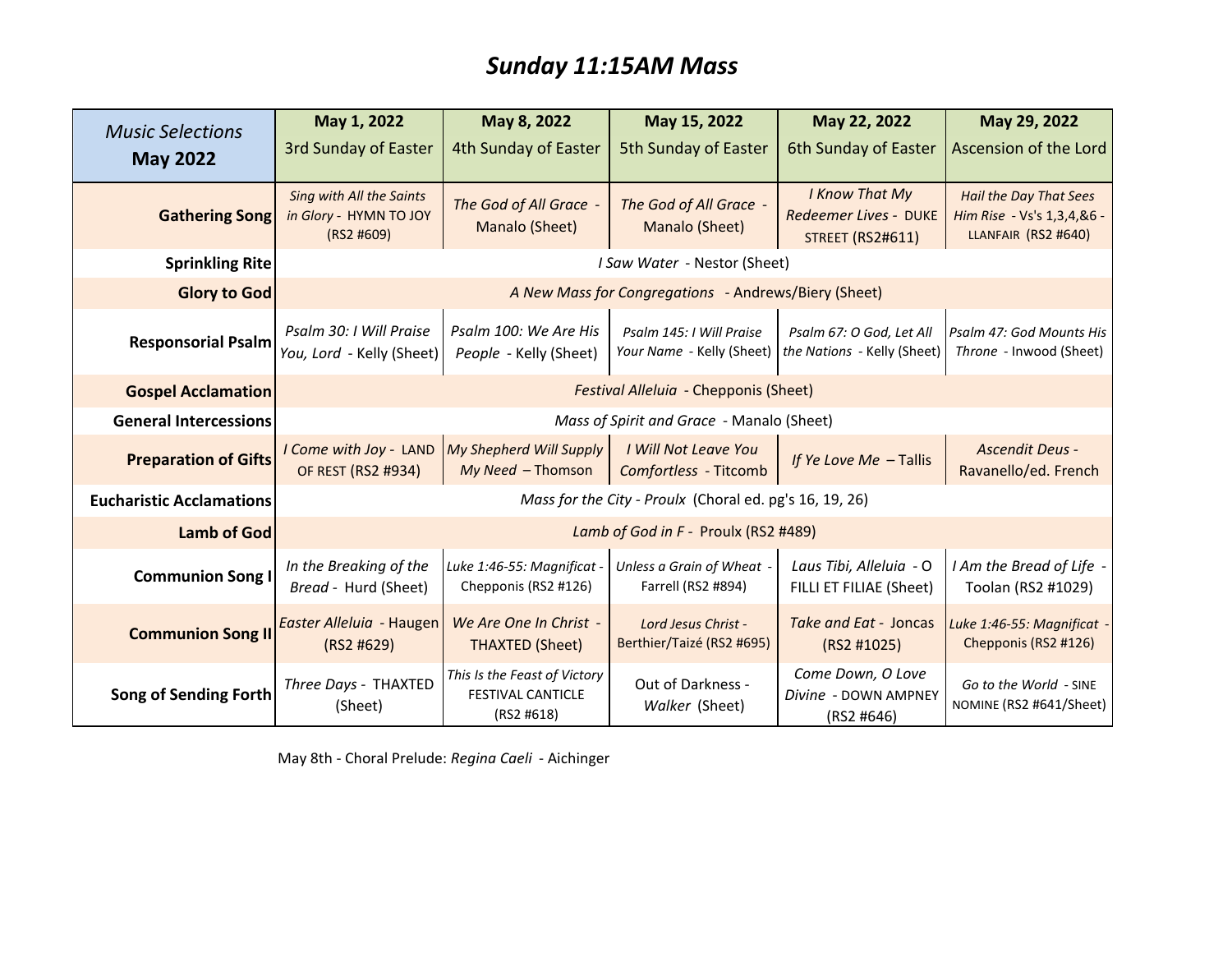# *Sunday 11:15AM Mass*

| *Music Selections* **May 2022** | **May 1, 2022** 3rd Sunday of Easter | **May 8, 2022** 4th Sunday of Easter | **May 15, 2022** 5th Sunday of Easter | **May 22, 2022** 6th Sunday of Easter | **May 29, 2022** Ascension of the Lord |
|---|---|---|---|---|---|
| **Gathering Song** | *Sing with All the Saints in Glory* - HYMN TO JOY (RS2 #609) | *The God of All Grace* - Manalo (Sheet) | *The God of All Grace* - Manalo (Sheet) | *I Know That My Redeemer Lives* - DUKE STREET (RS2#611) | *Hail the Day That Sees Him Rise* - Vs's 1,3,4,&6 - LLANFAIR (RS2 #640) |
| **Sprinkling Rite** | *I Saw Water* - Nestor (Sheet) | | | | |
| **Glory to God** | *A New Mass for Congregations* - Andrews/Biery (Sheet) | | | | |
| **Responsorial Psalm** | *Psalm 30: I Will Praise You, Lord* - Kelly (Sheet) | *Psalm 100: We Are His People* - Kelly (Sheet) | *Psalm 145: I Will Praise Your Name* - Kelly (Sheet) | *Psalm 67: O God, Let All the Nations* - Kelly (Sheet) | *Psalm 47: God Mounts His Throne* - Inwood (Sheet) |
| **Gospel Acclamation** | *Festival Alleluia* - Chepponis (Sheet) | | | | |
| **General Intercessions** | *Mass of Spirit and Grace* - Manalo (Sheet) | | | | |
| **Preparation of Gifts** | *I Come with Joy* - LAND OF REST (RS2 #934) | *My Shepherd Will Supply My Need* – Thomson | *I Will Not Leave You Comfortless* - Titcomb | *If Ye Love Me* – Tallis | *Ascendit Deus* - Ravanello/ed. French |
| **Eucharistic Acclamations** | *Mass for the City - Proulx* (Choral ed. pg's 16, 19, 26) | | | | |
| **Lamb of God** | *Lamb of God in F* - Proulx (RS2 #489) | | | | |
| **Communion Song I** | *In the Breaking of the Bread* - Hurd (Sheet) | *Luke 1:46-55: Magnificat* - Chepponis (RS2 #126) | *Unless a Grain of Wheat* - Farrell (RS2 #894) | *Laus Tibi, Alleluia* - O FILLI ET FILIAE (Sheet) | *I Am the Bread of Life* - Toolan (RS2 #1029) |
| **Communion Song II** | *Easter Alleluia* - Haugen (RS2 #629) | *We Are One In Christ* - THAXTED (Sheet) | *Lord Jesus Christ* - Berthier/Taizé (RS2 #695) | *Take and Eat* - Joncas (RS2 #1025) | *Luke 1:46-55: Magnificat* - Chepponis (RS2 #126) |
| **Song of Sending Forth** | *Three Days* - THAXTED (Sheet) | *This Is the Feast of Victory* FESTIVAL CANTICLE (RS2 #618) | Out of Darkness - *Walker* (Sheet) | *Come Down, O Love Divine* - DOWN AMPNEY (RS2 #646) | *Go to the World* - SINE NOMINE (RS2 #641/Sheet) |

May 8th - Choral Prelude: *Regina Caeli* - Aichinger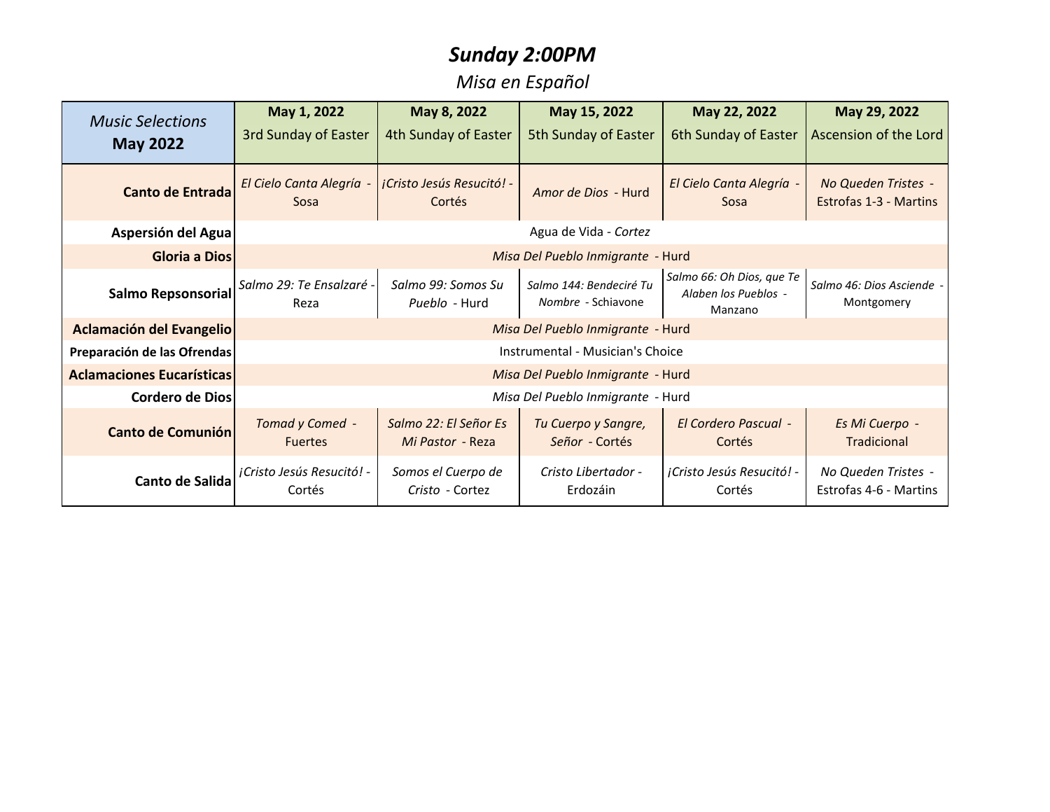# *Sunday 2:00PM*

*Misa en Español*

| *Music Selections* **May 2022** | **May 1, 2022** 3rd Sunday of Easter | **May 8, 2022** 4th Sunday of Easter | **May 15, 2022** 5th Sunday of Easter | **May 22, 2022** 6th Sunday of Easter | **May 29, 2022** Ascension of the Lord |
|---|---|---|---|---|---|
| **Canto de Entrada** | *El Cielo Canta Alegría* - Sosa | *¡Cristo Jesús Resucitó!* - Cortés | *Amor de Dios* - Hurd | *El Cielo Canta Alegría* - Sosa | *No Queden Tristes* - Estrofas 1-3 - Martins |
| **Aspersión del Agua** | Agua de Vida - *Cortez* | | | | |
| **Gloria a Dios** | *Misa Del Pueblo Inmigrante* - Hurd | | | | |
| **Salmo Repsonsorial** | *Salmo 29: Te Ensalzaré* - Reza | *Salmo 99: Somos Su Pueblo* - Hurd | *Salmo 144: Bendeciré Tu Nombre* - Schiavone | *Salmo 66: Oh Dios, que Te Alaben los Pueblos* - Manzano | *Salmo 46: Dios Asciende* - Montgomery |
| **Aclamación del Evangelio** | *Misa Del Pueblo Inmigrante* - Hurd | | | | |
| **Preparación de las Ofrendas** | Instrumental - Musician's Choice | | | | |
| **Aclamaciones Eucarísticas** | *Misa Del Pueblo Inmigrante* - Hurd | | | | |
| **Cordero de Dios** | *Misa Del Pueblo Inmigrante* - Hurd | | | | |
| **Canto de Comunión** | *Tomad y Comed* - Fuertes | *Salmo 22: El Señor Es Mi Pastor* - Reza | *Tu Cuerpo y Sangre, Señor* - Cortés | *El Cordero Pascual* - Cortés | *Es Mi Cuerpo* - Tradicional |
| **Canto de Salida** | *¡Cristo Jesús Resucitó!* - Cortés | *Somos el Cuerpo de Cristo* - Cortez | *Cristo Libertador* - Erdozáin | *¡Cristo Jesús Resucitó!* - Cortés | *No Queden Tristes* - Estrofas 4-6 - Martins |